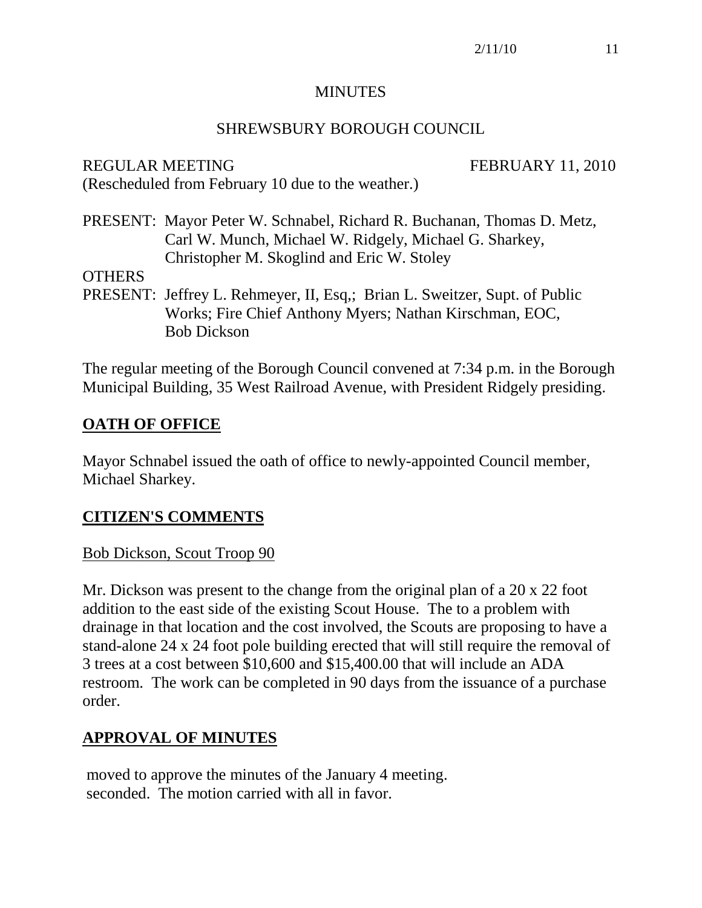# MINUTES

## SHREWSBURY BOROUGH COUNCIL

REGULAR MEETING FEBRUARY 11, 2010
(Rescheduled from February 10 due to the weather.)

PRESENT: Mayor Peter W. Schnabel, Richard R. Buchanan, Thomas D. Metz, Carl W. Munch, Michael W. Ridgely, Michael G. Sharkey, Christopher M. Skoglind and Eric W. Stoley

OTHERS
PRESENT: Jeffrey L. Rehmeyer, II, Esq,; Brian L. Sweitzer, Supt. of Public Works; Fire Chief Anthony Myers; Nathan Kirschman, EOC, Bob Dickson

The regular meeting of the Borough Council convened at 7:34 p.m. in the Borough Municipal Building, 35 West Railroad Avenue, with President Ridgely presiding.

## **OATH OF OFFICE**

Mayor Schnabel issued the oath of office to newly-appointed Council member, Michael Sharkey.

## **CITIZEN'S COMMENTS**

Bob Dickson, Scout Troop 90

Mr. Dickson was present to the change from the original plan of a 20 x 22 foot addition to the east side of the existing Scout House. The to a problem with drainage in that location and the cost involved, the Scouts are proposing to have a stand-alone 24 x 24 foot pole building erected that will still require the removal of 3 trees at a cost between $10,600 and $15,400.00 that will include an ADA restroom. The work can be completed in 90 days from the issuance of a purchase order.

## **APPROVAL OF MINUTES**

moved to approve the minutes of the January 4 meeting.
seconded. The motion carried with all in favor.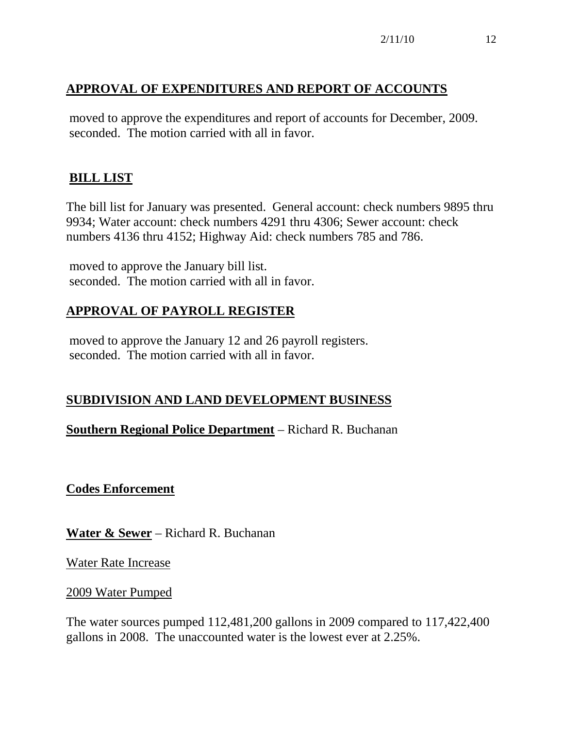## APPROVAL OF EXPENDITURES AND REPORT OF ACCOUNTS

moved to approve the expenditures and report of accounts for December, 2009. seconded. The motion carried with all in favor.

## BILL LIST

The bill list for January was presented. General account: check numbers 9895 thru 9934; Water account: check numbers 4291 thru 4306; Sewer account: check numbers 4136 thru 4152; Highway Aid: check numbers 785 and 786.

moved to approve the January bill list. seconded. The motion carried with all in favor.

## APPROVAL OF PAYROLL REGISTER

moved to approve the January 12 and 26 payroll registers. seconded. The motion carried with all in favor.

## SUBDIVISION AND LAND DEVELOPMENT BUSINESS

**Southern Regional Police Department** – Richard R. Buchanan

**Codes Enforcement**

**Water & Sewer** – Richard R. Buchanan

Water Rate Increase

2009 Water Pumped

The water sources pumped 112,481,200 gallons in 2009 compared to 117,422,400 gallons in 2008. The unaccounted water is the lowest ever at 2.25%.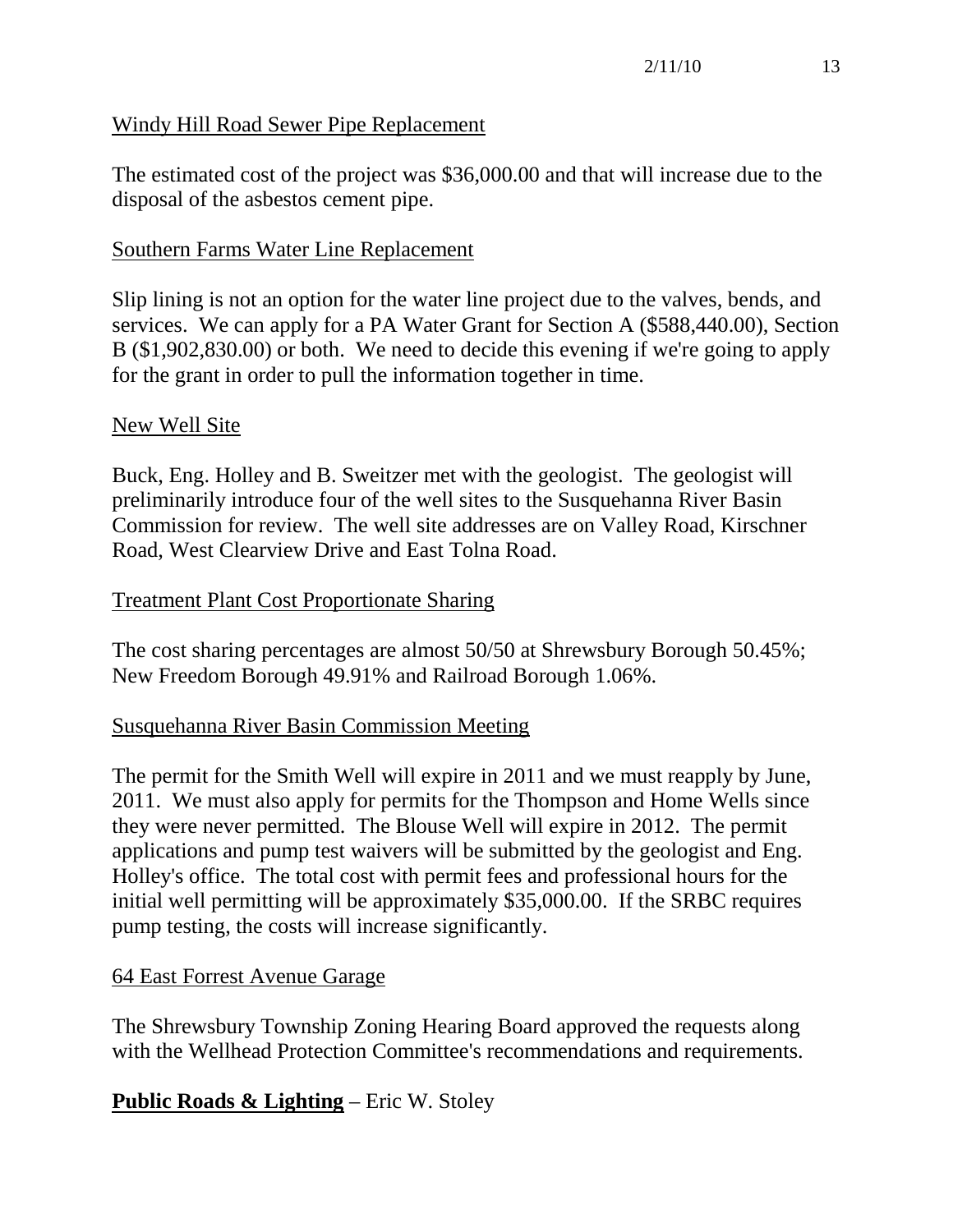Windy Hill Road Sewer Pipe Replacement

The estimated cost of the project was $36,000.00 and that will increase due to the disposal of the asbestos cement pipe.

Southern Farms Water Line Replacement

Slip lining is not an option for the water line project due to the valves, bends, and services. We can apply for a PA Water Grant for Section A ($588,440.00), Section B ($1,902,830.00) or both. We need to decide this evening if we're going to apply for the grant in order to pull the information together in time.

New Well Site

Buck, Eng. Holley and B. Sweitzer met with the geologist. The geologist will preliminarily introduce four of the well sites to the Susquehanna River Basin Commission for review. The well site addresses are on Valley Road, Kirschner Road, West Clearview Drive and East Tolna Road.

Treatment Plant Cost Proportionate Sharing

The cost sharing percentages are almost 50/50 at Shrewsbury Borough 50.45%; New Freedom Borough 49.91% and Railroad Borough 1.06%.

Susquehanna River Basin Commission Meeting

The permit for the Smith Well will expire in 2011 and we must reapply by June, 2011. We must also apply for permits for the Thompson and Home Wells since they were never permitted. The Blouse Well will expire in 2012. The permit applications and pump test waivers will be submitted by the geologist and Eng. Holley's office. The total cost with permit fees and professional hours for the initial well permitting will be approximately $35,000.00. If the SRBC requires pump testing, the costs will increase significantly.

64 East Forrest Avenue Garage

The Shrewsbury Township Zoning Hearing Board approved the requests along with the Wellhead Protection Committee's recommendations and requirements.

**Public Roads & Lighting** – Eric W. Stoley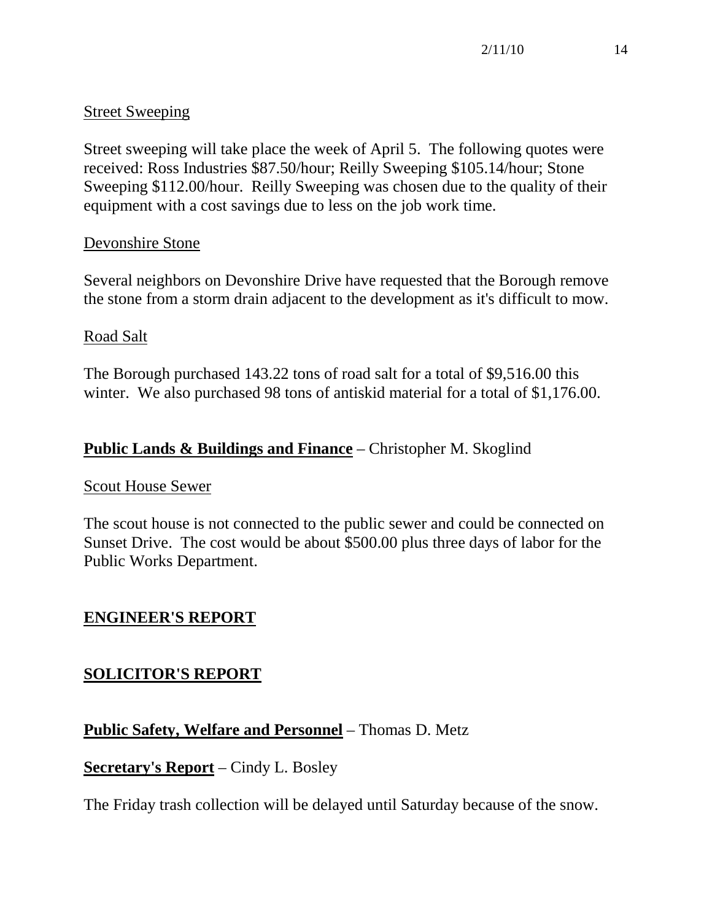Street Sweeping

Street sweeping will take place the week of April 5. The following quotes were received: Ross Industries $87.50/hour; Reilly Sweeping $105.14/hour; Stone Sweeping $112.00/hour. Reilly Sweeping was chosen due to the quality of their equipment with a cost savings due to less on the job work time.

Devonshire Stone

Several neighbors on Devonshire Drive have requested that the Borough remove the stone from a storm drain adjacent to the development as it's difficult to mow.

Road Salt

The Borough purchased 143.22 tons of road salt for a total of $9,516.00 this winter. We also purchased 98 tons of antiskid material for a total of $1,176.00.

**Public Lands & Buildings and Finance** – Christopher M. Skoglind

Scout House Sewer

The scout house is not connected to the public sewer and could be connected on Sunset Drive. The cost would be about $500.00 plus three days of labor for the Public Works Department.

**ENGINEER'S REPORT**

**SOLICITOR'S REPORT**

**Public Safety, Welfare and Personnel** – Thomas D. Metz

**Secretary's Report** – Cindy L. Bosley

The Friday trash collection will be delayed until Saturday because of the snow.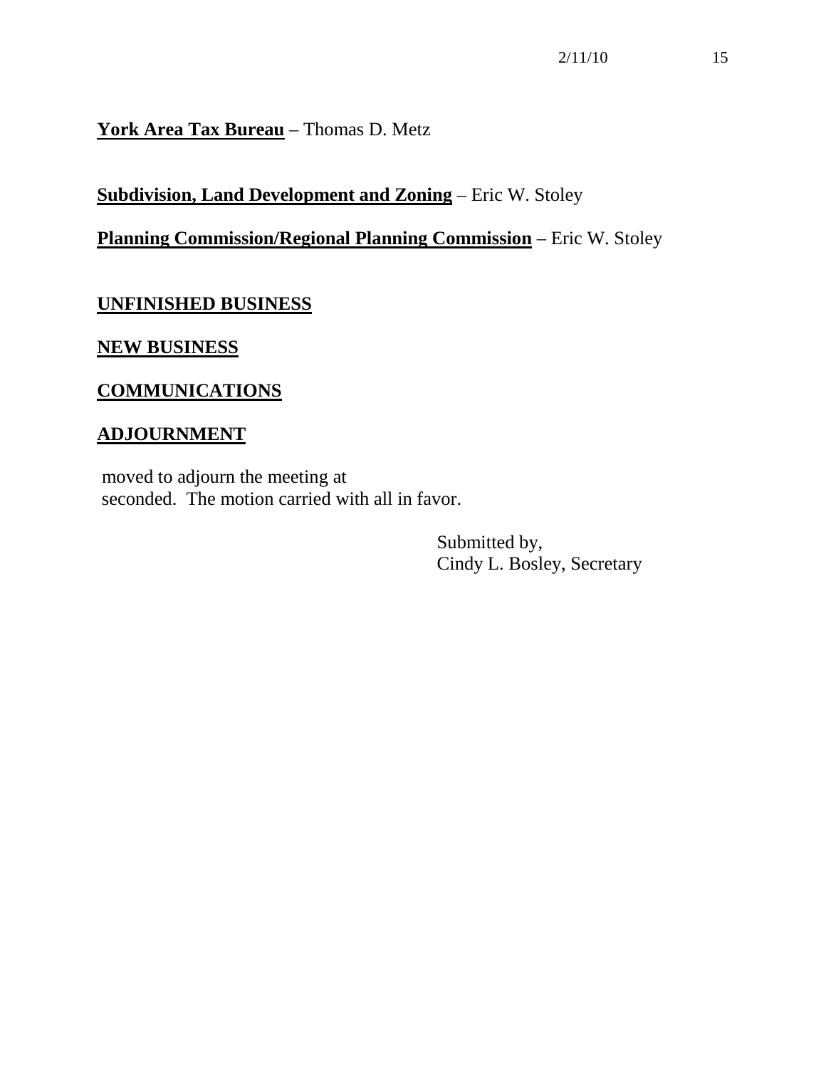**York Area Tax Bureau** – Thomas D. Metz

**Subdivision, Land Development and Zoning** – Eric W. Stoley

**Planning Commission/Regional Planning Commission** – Eric W. Stoley

**UNFINISHED BUSINESS**

**NEW BUSINESS**

**COMMUNICATIONS**

**ADJOURNMENT**

moved to adjourn the meeting at
seconded. The motion carried with all in favor.

Submitted by,
Cindy L. Bosley, Secretary